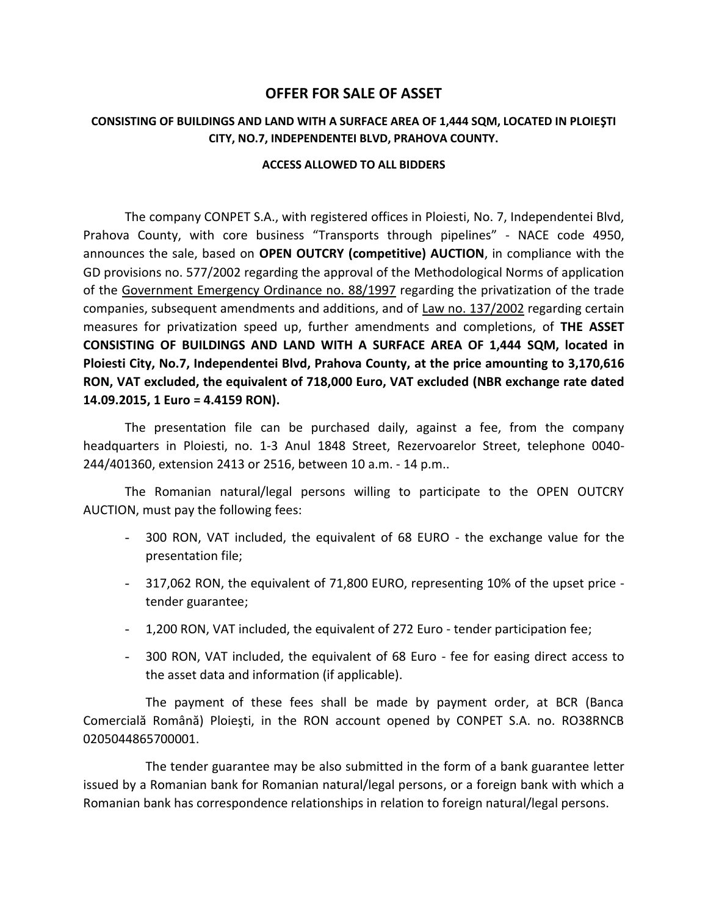# OFFER FOR SALE OF ASSET

**CONSISTING OF BUILDINGS AND LAND WITH A SURFACE AREA OF 1,444 SQM, LOCATED IN PLOIEŞTI CITY, NO.7, INDEPENDENTEI BLVD, PRAHOVA COUNTY.**

**ACCESS ALLOWED TO ALL BIDDERS**

The company CONPET S.A., with registered offices in Ploiesti, No. 7, Independentei Blvd, Prahova County, with core business “Transports through pipelines” - NACE code 4950, announces the sale, based on **OPEN OUTCRY (competitive) AUCTION**, in compliance with the GD provisions no. 577/2002 regarding the approval of the Methodological Norms of application of the Government Emergency Ordinance no. 88/1997 regarding the privatization of the trade companies, subsequent amendments and additions, and of Law no. 137/2002 regarding certain measures for privatization speed up, further amendments and completions, of **THE ASSET CONSISTING OF BUILDINGS AND LAND WITH A SURFACE AREA OF 1,444 SQM, located in Ploiesti City, No.7, Independentei Blvd, Prahova County, at the price amounting to 3,170,616 RON, VAT excluded, the equivalent of 718,000 Euro, VAT excluded (NBR exchange rate dated 14.09.2015, 1 Euro = 4.4159 RON).**

The presentation file can be purchased daily, against a fee, from the company headquarters in Ploiesti, no. 1-3 Anul 1848 Street, Rezervoarelor Street, telephone 0040-244/401360, extension 2413 or 2516, between 10 a.m. - 14 p.m..

The Romanian natural/legal persons willing to participate to the OPEN OUTCRY AUCTION, must pay the following fees:

- 300 RON, VAT included, the equivalent of 68 EURO - the exchange value for the presentation file;
- 317,062 RON, the equivalent of 71,800 EURO, representing 10% of the upset price - tender guarantee;
- 1,200 RON, VAT included, the equivalent of 272 Euro - tender participation fee;
- 300 RON, VAT included, the equivalent of 68 Euro - fee for easing direct access to the asset data and information (if applicable).

The payment of these fees shall be made by payment order, at BCR (Banca Comercială Română) Ploieşti, in the RON account opened by CONPET S.A. no. RO38RNCB 0205044865700001.

The tender guarantee may be also submitted in the form of a bank guarantee letter issued by a Romanian bank for Romanian natural/legal persons, or a foreign bank with which a Romanian bank has correspondence relationships in relation to foreign natural/legal persons.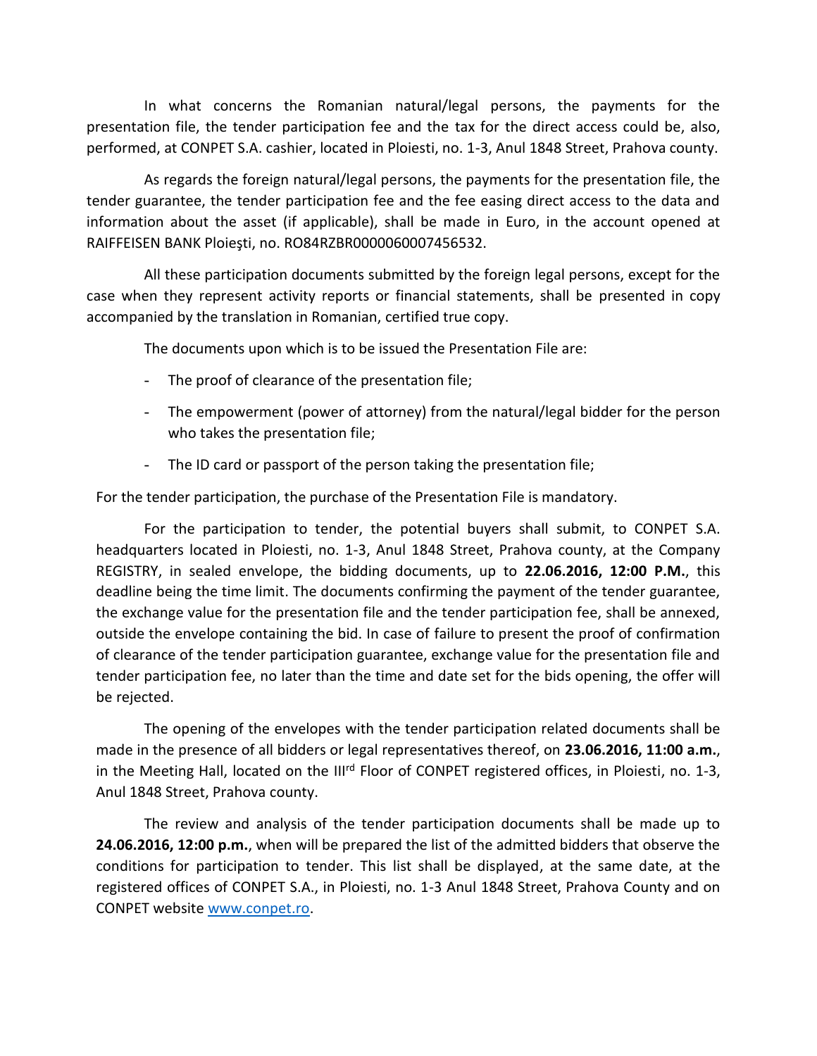In what concerns the Romanian natural/legal persons, the payments for the presentation file, the tender participation fee and the tax for the direct access could be, also, performed, at CONPET S.A. cashier, located in Ploiesti, no. 1-3, Anul 1848 Street, Prahova county.

As regards the foreign natural/legal persons, the payments for the presentation file, the tender guarantee, the tender participation fee and the fee easing direct access to the data and information about the asset (if applicable), shall be made in Euro, in the account opened at RAIFFEISEN BANK Ploieşti, no. RO84RZBR0000060007456532.

All these participation documents submitted by the foreign legal persons, except for the case when they represent activity reports or financial statements, shall be presented in copy accompanied by the translation in Romanian, certified true copy.

The documents upon which is to be issued the Presentation File are:

- The proof of clearance of the presentation file;
- The empowerment (power of attorney) from the natural/legal bidder for the person who takes the presentation file;
- The ID card or passport of the person taking the presentation file;

For the tender participation, the purchase of the Presentation File is mandatory.

For the participation to tender, the potential buyers shall submit, to CONPET S.A. headquarters located in Ploiesti, no. 1-3, Anul 1848 Street, Prahova county, at the Company REGISTRY, in sealed envelope, the bidding documents, up to **22.06.2016, 12:00 P.M.**, this deadline being the time limit. The documents confirming the payment of the tender guarantee, the exchange value for the presentation file and the tender participation fee, shall be annexed, outside the envelope containing the bid. In case of failure to present the proof of confirmation of clearance of the tender participation guarantee, exchange value for the presentation file and tender participation fee, no later than the time and date set for the bids opening, the offer will be rejected.

The opening of the envelopes with the tender participation related documents shall be made in the presence of all bidders or legal representatives thereof, on **23.06.2016, 11:00 a.m.**, in the Meeting Hall, located on the III[rd] Floor of CONPET registered offices, in Ploiesti, no. 1-3, Anul 1848 Street, Prahova county.

The review and analysis of the tender participation documents shall be made up to **24.06.2016, 12:00 p.m.**, when will be prepared the list of the admitted bidders that observe the conditions for participation to tender. This list shall be displayed, at the same date, at the registered offices of CONPET S.A., in Ploiesti, no. 1-3 Anul 1848 Street, Prahova County and on CONPET website www.conpet.ro.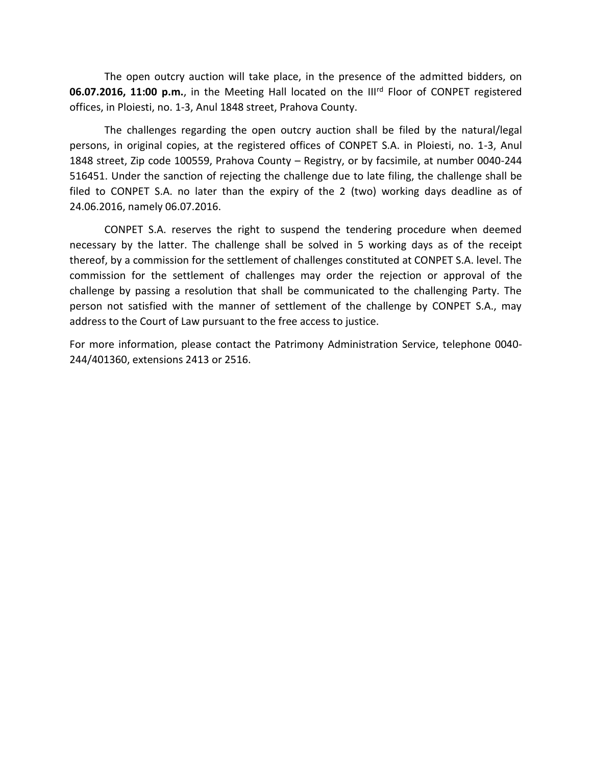The open outcry auction will take place, in the presence of the admitted bidders, on **06.07.2016, 11:00 p.m.**, in the Meeting Hall located on the III[rd] Floor of CONPET registered offices, in Ploiesti, no. 1-3, Anul 1848 street, Prahova County.

The challenges regarding the open outcry auction shall be filed by the natural/legal persons, in original copies, at the registered offices of CONPET S.A. in Ploiesti, no. 1-3, Anul 1848 street, Zip code 100559, Prahova County – Registry, or by facsimile, at number 0040-244 516451. Under the sanction of rejecting the challenge due to late filing, the challenge shall be filed to CONPET S.A. no later than the expiry of the 2 (two) working days deadline as of 24.06.2016, namely 06.07.2016.

CONPET S.A. reserves the right to suspend the tendering procedure when deemed necessary by the latter. The challenge shall be solved in 5 working days as of the receipt thereof, by a commission for the settlement of challenges constituted at CONPET S.A. level. The commission for the settlement of challenges may order the rejection or approval of the challenge by passing a resolution that shall be communicated to the challenging Party. The person not satisfied with the manner of settlement of the challenge by CONPET S.A., may address to the Court of Law pursuant to the free access to justice.

For more information, please contact the Patrimony Administration Service, telephone 0040-244/401360, extensions 2413 or 2516.